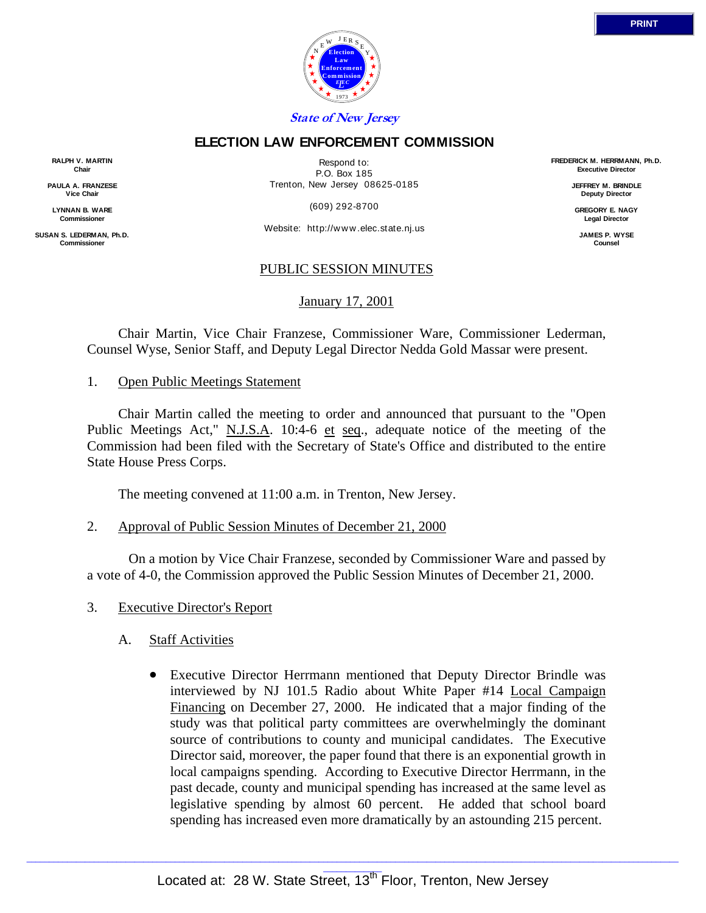State of New Jersey

# ELECTION LAW ENFORCEMENT COMMISSION

**RALPH V. MARTIN**
Chair

**PAULA A. FRANZESE**
Vice Chair

**LYNNAN B. WARE**
Commissioner

**SUSAN S. LEDERMAN, Ph.D.**
Commissioner

Respond to:
P.O. Box 185
Trenton, New Jersey 08625-0185

(609) 292-8700

Website: http://www.elec.state.nj.us

**FREDERICK M. HERRMANN, Ph.D.**
Executive Director

**JEFFREY M. BRINDLE**
Deputy Director

**GREGORY E. NAGY**
Legal Director

**JAMES P. WYSE**
Counsel

## PUBLIC SESSION MINUTES

January 17, 2001

Chair Martin, Vice Chair Franzese, Commissioner Ware, Commissioner Lederman, Counsel Wyse, Senior Staff, and Deputy Legal Director Nedda Gold Massar were present.

1. Open Public Meetings Statement

Chair Martin called the meeting to order and announced that pursuant to the "Open Public Meetings Act," N.J.S.A. 10:4-6 et seq., adequate notice of the meeting of the Commission had been filed with the Secretary of State's Office and distributed to the entire State House Press Corps.

The meeting convened at 11:00 a.m. in Trenton, New Jersey.

2. Approval of Public Session Minutes of December 21, 2000

On a motion by Vice Chair Franzese, seconded by Commissioner Ware and passed by a vote of 4-0, the Commission approved the Public Session Minutes of December 21, 2000.

3. Executive Director's Report

A. Staff Activities

- Executive Director Herrmann mentioned that Deputy Director Brindle was interviewed by NJ 101.5 Radio about White Paper #14 Local Campaign Financing on December 27, 2000. He indicated that a major finding of the study was that political party committees are overwhelmingly the dominant source of contributions to county and municipal candidates. The Executive Director said, moreover, the paper found that there is an exponential growth in local campaigns spending. According to Executive Director Herrmann, in the past decade, county and municipal spending has increased at the same level as legislative spending by almost 60 percent. He added that school board spending has increased even more dramatically by an astounding 215 percent.

Located at: 28 W. State Street, 13th Floor, Trenton, New Jersey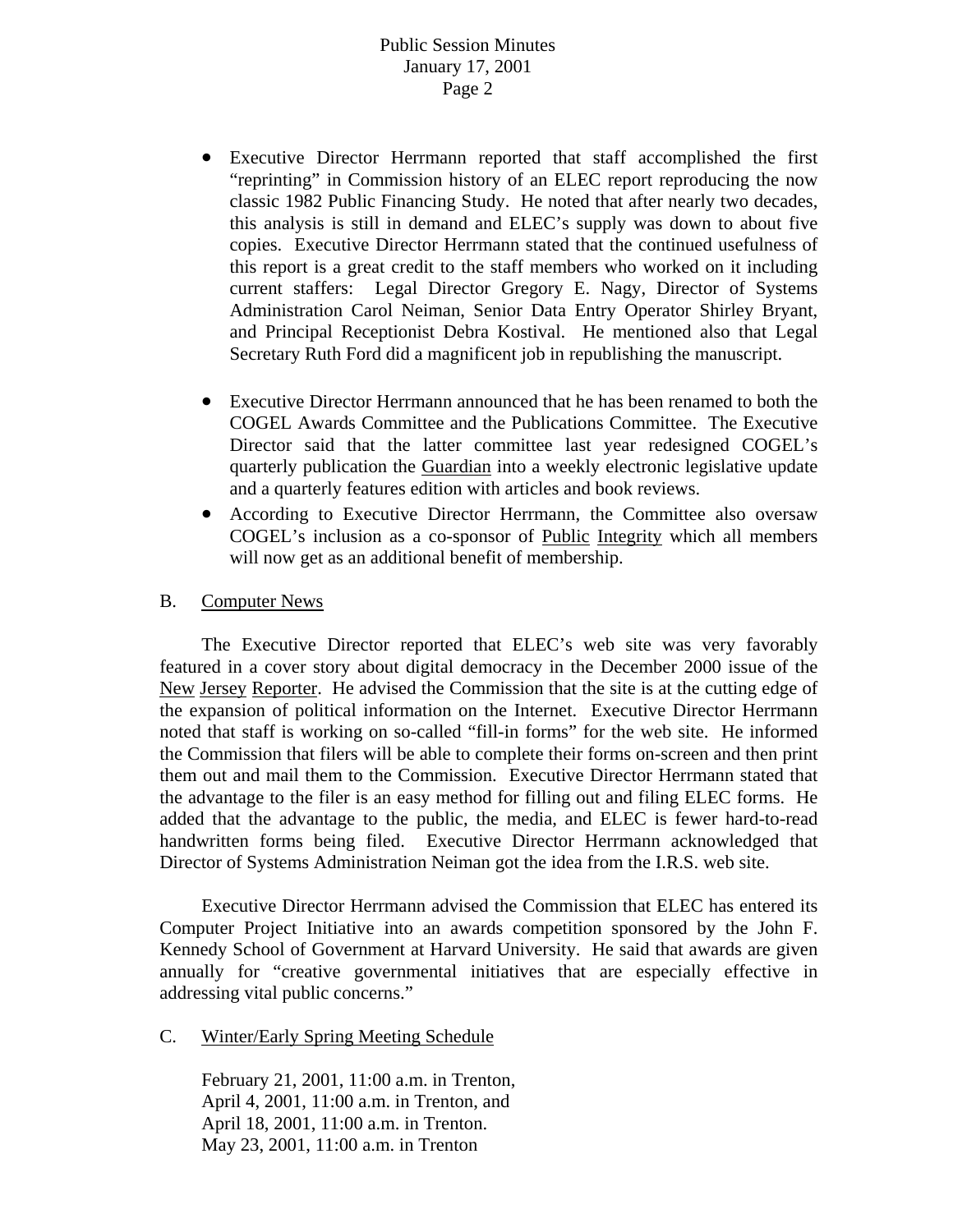- Executive Director Herrmann reported that staff accomplished the first "reprinting" in Commission history of an ELEC report reproducing the now classic 1982 Public Financing Study. He noted that after nearly two decades, this analysis is still in demand and ELEC's supply was down to about five copies. Executive Director Herrmann stated that the continued usefulness of this report is a great credit to the staff members who worked on it including current staffers: Legal Director Gregory E. Nagy, Director of Systems Administration Carol Neiman, Senior Data Entry Operator Shirley Bryant, and Principal Receptionist Debra Kostival. He mentioned also that Legal Secretary Ruth Ford did a magnificent job in republishing the manuscript.

- Executive Director Herrmann announced that he has been renamed to both the COGEL Awards Committee and the Publications Committee. The Executive Director said that the latter committee last year redesigned COGEL's quarterly publication the Guardian into a weekly electronic legislative update and a quarterly features edition with articles and book reviews.
- According to Executive Director Herrmann, the Committee also oversaw COGEL's inclusion as a co-sponsor of Public Integrity which all members will now get as an additional benefit of membership.

B. Computer News

The Executive Director reported that ELEC's web site was very favorably featured in a cover story about digital democracy in the December 2000 issue of the New Jersey Reporter. He advised the Commission that the site is at the cutting edge of the expansion of political information on the Internet. Executive Director Herrmann noted that staff is working on so-called "fill-in forms" for the web site. He informed the Commission that filers will be able to complete their forms on-screen and then print them out and mail them to the Commission. Executive Director Herrmann stated that the advantage to the filer is an easy method for filling out and filing ELEC forms. He added that the advantage to the public, the media, and ELEC is fewer hard-to-read handwritten forms being filed. Executive Director Herrmann acknowledged that Director of Systems Administration Neiman got the idea from the I.R.S. web site.

Executive Director Herrmann advised the Commission that ELEC has entered its Computer Project Initiative into an awards competition sponsored by the John F. Kennedy School of Government at Harvard University. He said that awards are given annually for "creative governmental initiatives that are especially effective in addressing vital public concerns."

C. Winter/Early Spring Meeting Schedule

February 21, 2001, 11:00 a.m. in Trenton,
April 4, 2001, 11:00 a.m. in Trenton, and
April 18, 2001, 11:00 a.m. in Trenton.
May 23, 2001, 11:00 a.m. in Trenton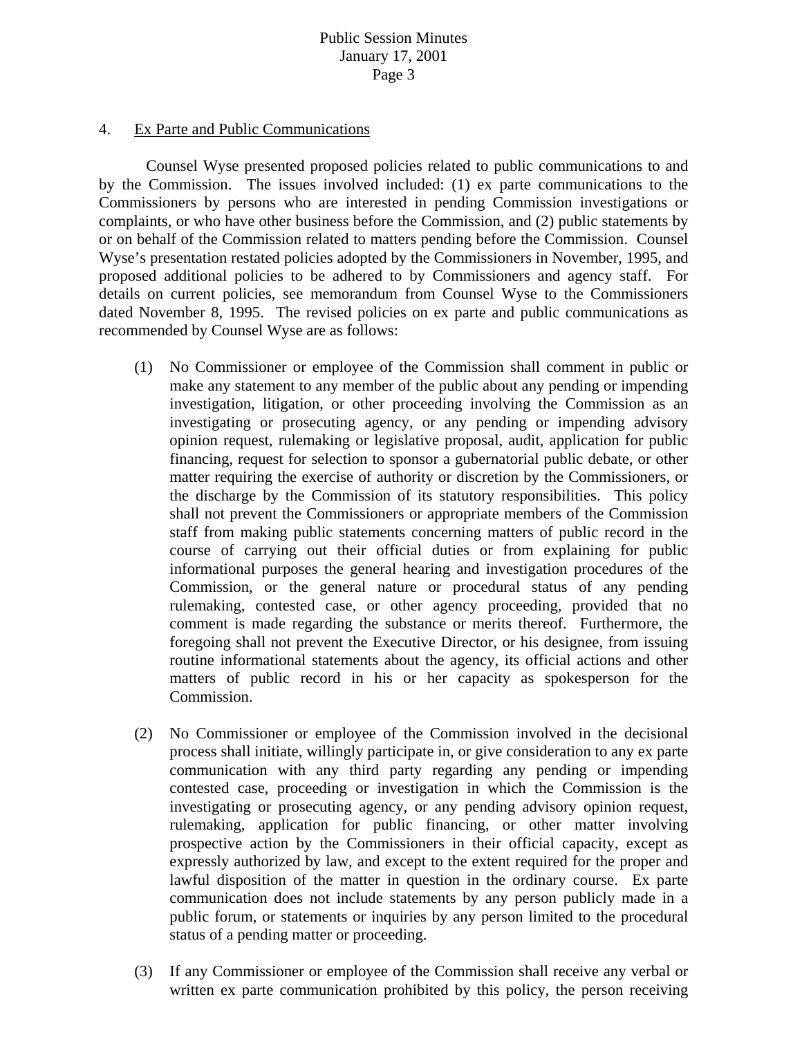4. Ex Parte and Public Communications

Counsel Wyse presented proposed policies related to public communications to and by the Commission. The issues involved included: (1) ex parte communications to the Commissioners by persons who are interested in pending Commission investigations or complaints, or who have other business before the Commission, and (2) public statements by or on behalf of the Commission related to matters pending before the Commission. Counsel Wyse's presentation restated policies adopted by the Commissioners in November, 1995, and proposed additional policies to be adhered to by Commissioners and agency staff. For details on current policies, see memorandum from Counsel Wyse to the Commissioners dated November 8, 1995. The revised policies on ex parte and public communications as recommended by Counsel Wyse are as follows:

(1) No Commissioner or employee of the Commission shall comment in public or make any statement to any member of the public about any pending or impending investigation, litigation, or other proceeding involving the Commission as an investigating or prosecuting agency, or any pending or impending advisory opinion request, rulemaking or legislative proposal, audit, application for public financing, request for selection to sponsor a gubernatorial public debate, or other matter requiring the exercise of authority or discretion by the Commissioners, or the discharge by the Commission of its statutory responsibilities. This policy shall not prevent the Commissioners or appropriate members of the Commission staff from making public statements concerning matters of public record in the course of carrying out their official duties or from explaining for public informational purposes the general hearing and investigation procedures of the Commission, or the general nature or procedural status of any pending rulemaking, contested case, or other agency proceeding, provided that no comment is made regarding the substance or merits thereof. Furthermore, the foregoing shall not prevent the Executive Director, or his designee, from issuing routine informational statements about the agency, its official actions and other matters of public record in his or her capacity as spokesperson for the Commission.

(2) No Commissioner or employee of the Commission involved in the decisional process shall initiate, willingly participate in, or give consideration to any ex parte communication with any third party regarding any pending or impending contested case, proceeding or investigation in which the Commission is the investigating or prosecuting agency, or any pending advisory opinion request, rulemaking, application for public financing, or other matter involving prospective action by the Commissioners in their official capacity, except as expressly authorized by law, and except to the extent required for the proper and lawful disposition of the matter in question in the ordinary course. Ex parte communication does not include statements by any person publicly made in a public forum, or statements or inquiries by any person limited to the procedural status of a pending matter or proceeding.

(3) If any Commissioner or employee of the Commission shall receive any verbal or written ex parte communication prohibited by this policy, the person receiving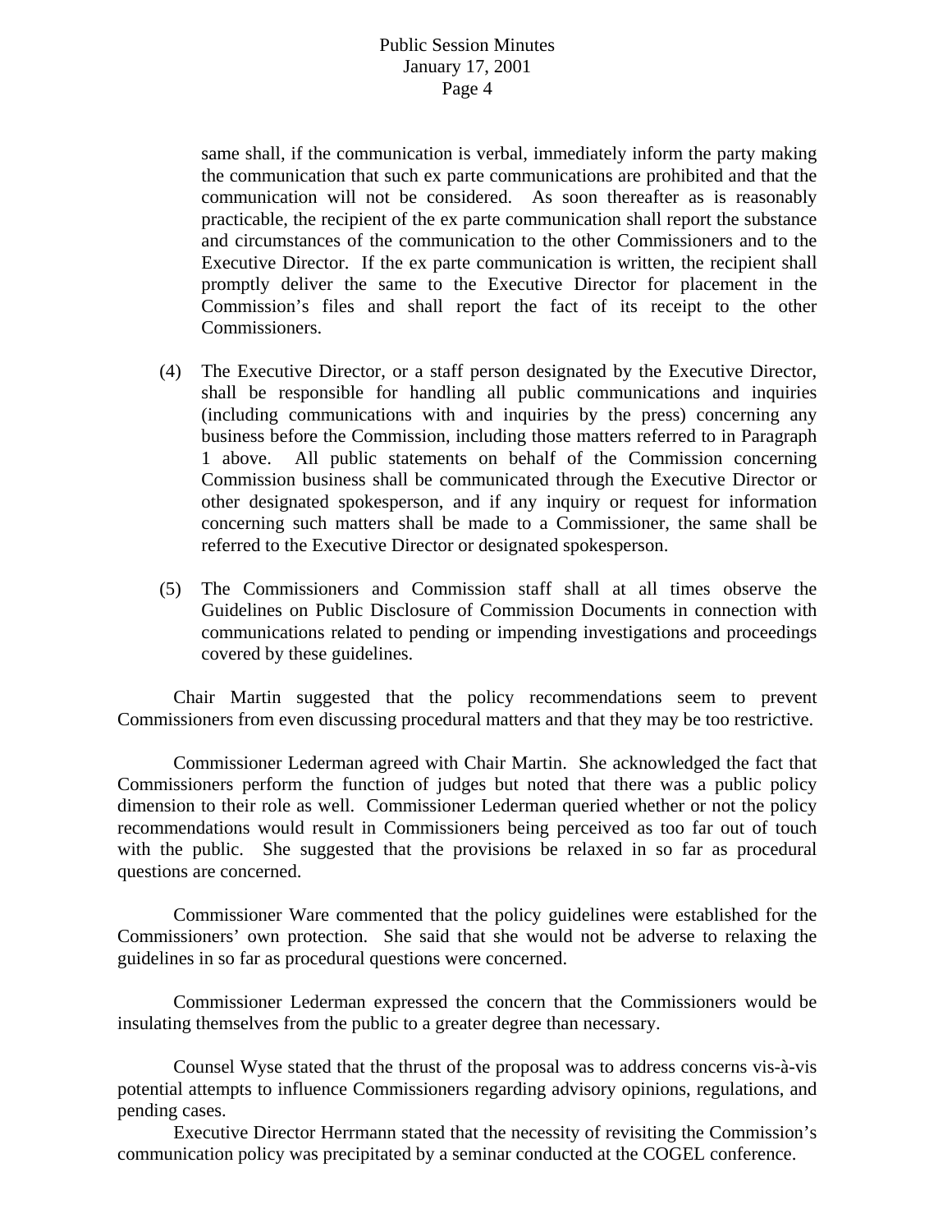same shall, if the communication is verbal, immediately inform the party making the communication that such ex parte communications are prohibited and that the communication will not be considered. As soon thereafter as is reasonably practicable, the recipient of the ex parte communication shall report the substance and circumstances of the communication to the other Commissioners and to the Executive Director. If the ex parte communication is written, the recipient shall promptly deliver the same to the Executive Director for placement in the Commission's files and shall report the fact of its receipt to the other Commissioners.

(4) The Executive Director, or a staff person designated by the Executive Director, shall be responsible for handling all public communications and inquiries (including communications with and inquiries by the press) concerning any business before the Commission, including those matters referred to in Paragraph 1 above. All public statements on behalf of the Commission concerning Commission business shall be communicated through the Executive Director or other designated spokesperson, and if any inquiry or request for information concerning such matters shall be made to a Commissioner, the same shall be referred to the Executive Director or designated spokesperson.

(5) The Commissioners and Commission staff shall at all times observe the Guidelines on Public Disclosure of Commission Documents in connection with communications related to pending or impending investigations and proceedings covered by these guidelines.

Chair Martin suggested that the policy recommendations seem to prevent Commissioners from even discussing procedural matters and that they may be too restrictive.

Commissioner Lederman agreed with Chair Martin. She acknowledged the fact that Commissioners perform the function of judges but noted that there was a public policy dimension to their role as well. Commissioner Lederman queried whether or not the policy recommendations would result in Commissioners being perceived as too far out of touch with the public. She suggested that the provisions be relaxed in so far as procedural questions are concerned.

Commissioner Ware commented that the policy guidelines were established for the Commissioners' own protection. She said that she would not be adverse to relaxing the guidelines in so far as procedural questions were concerned.

Commissioner Lederman expressed the concern that the Commissioners would be insulating themselves from the public to a greater degree than necessary.

Counsel Wyse stated that the thrust of the proposal was to address concerns vis-à-vis potential attempts to influence Commissioners regarding advisory opinions, regulations, and pending cases.

Executive Director Herrmann stated that the necessity of revisiting the Commission's communication policy was precipitated by a seminar conducted at the COGEL conference.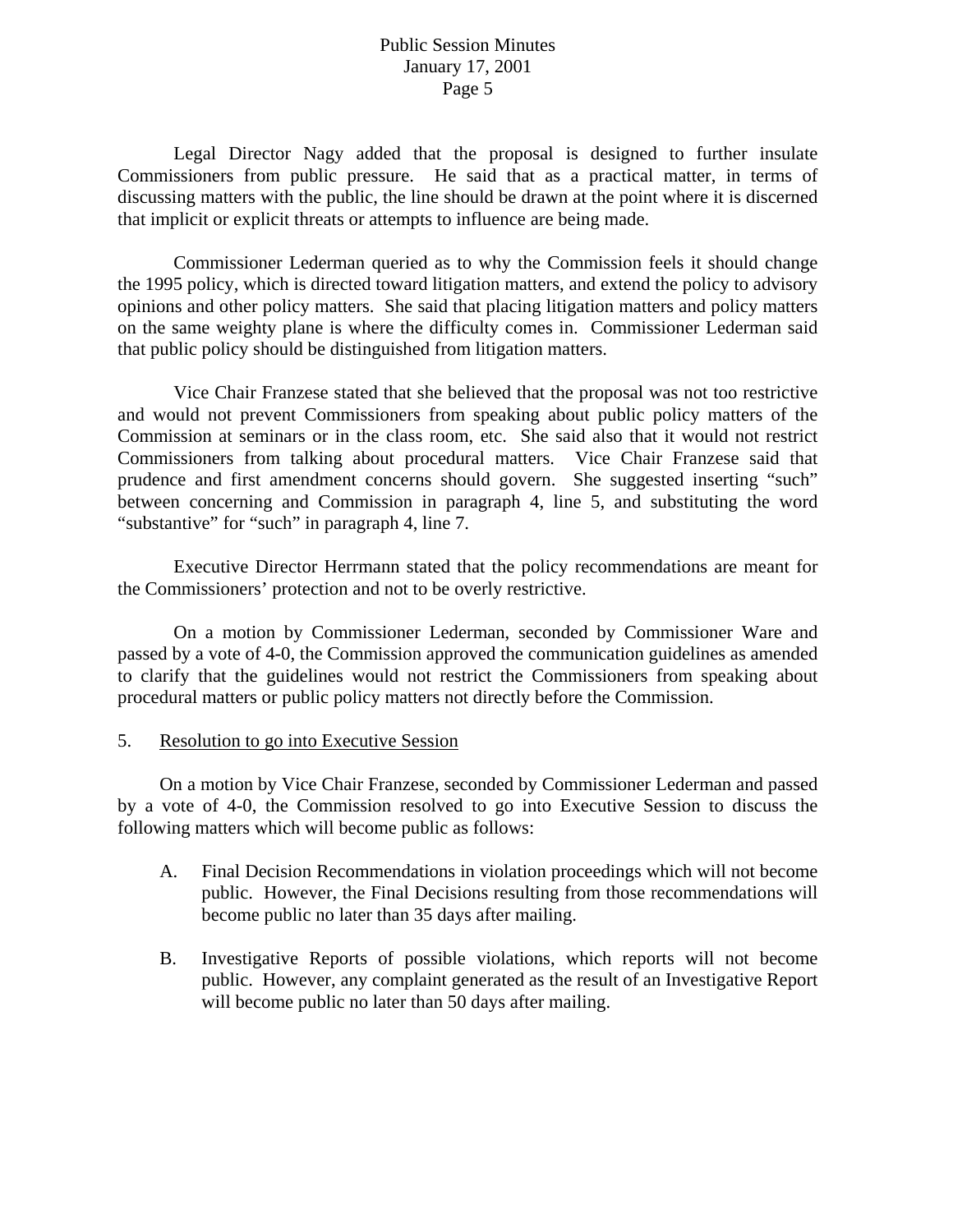Legal Director Nagy added that the proposal is designed to further insulate Commissioners from public pressure. He said that as a practical matter, in terms of discussing matters with the public, the line should be drawn at the point where it is discerned that implicit or explicit threats or attempts to influence are being made.

Commissioner Lederman queried as to why the Commission feels it should change the 1995 policy, which is directed toward litigation matters, and extend the policy to advisory opinions and other policy matters. She said that placing litigation matters and policy matters on the same weighty plane is where the difficulty comes in. Commissioner Lederman said that public policy should be distinguished from litigation matters.

Vice Chair Franzese stated that she believed that the proposal was not too restrictive and would not prevent Commissioners from speaking about public policy matters of the Commission at seminars or in the class room, etc. She said also that it would not restrict Commissioners from talking about procedural matters. Vice Chair Franzese said that prudence and first amendment concerns should govern. She suggested inserting "such" between concerning and Commission in paragraph 4, line 5, and substituting the word "substantive" for "such" in paragraph 4, line 7.

Executive Director Herrmann stated that the policy recommendations are meant for the Commissioners' protection and not to be overly restrictive.

On a motion by Commissioner Lederman, seconded by Commissioner Ware and passed by a vote of 4-0, the Commission approved the communication guidelines as amended to clarify that the guidelines would not restrict the Commissioners from speaking about procedural matters or public policy matters not directly before the Commission.

5. <u>Resolution to go into Executive Session</u>

On a motion by Vice Chair Franzese, seconded by Commissioner Lederman and passed by a vote of 4-0, the Commission resolved to go into Executive Session to discuss the following matters which will become public as follows:

A. Final Decision Recommendations in violation proceedings which will not become public. However, the Final Decisions resulting from those recommendations will become public no later than 35 days after mailing.

B. Investigative Reports of possible violations, which reports will not become public. However, any complaint generated as the result of an Investigative Report will become public no later than 50 days after mailing.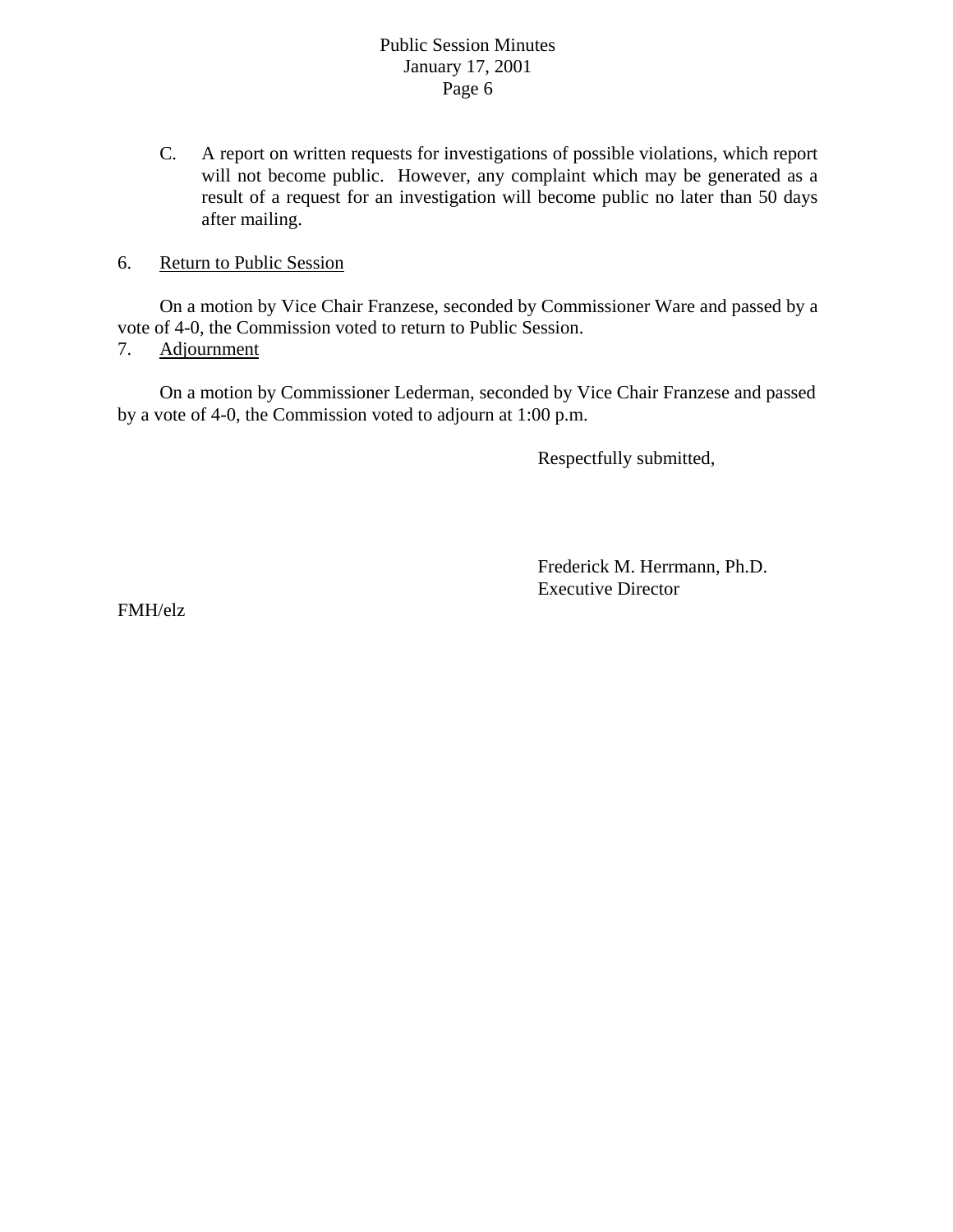C. A report on written requests for investigations of possible violations, which report will not become public. However, any complaint which may be generated as a result of a request for an investigation will become public no later than 50 days after mailing.

6. <u>Return to Public Session</u>

On a motion by Vice Chair Franzese, seconded by Commissioner Ware and passed by a vote of 4-0, the Commission voted to return to Public Session.

7. <u>Adjournment</u>

On a motion by Commissioner Lederman, seconded by Vice Chair Franzese and passed by a vote of 4-0, the Commission voted to adjourn at 1:00 p.m.

Respectfully submitted,

Frederick M. Herrmann, Ph.D.
Executive Director

FMH/elz